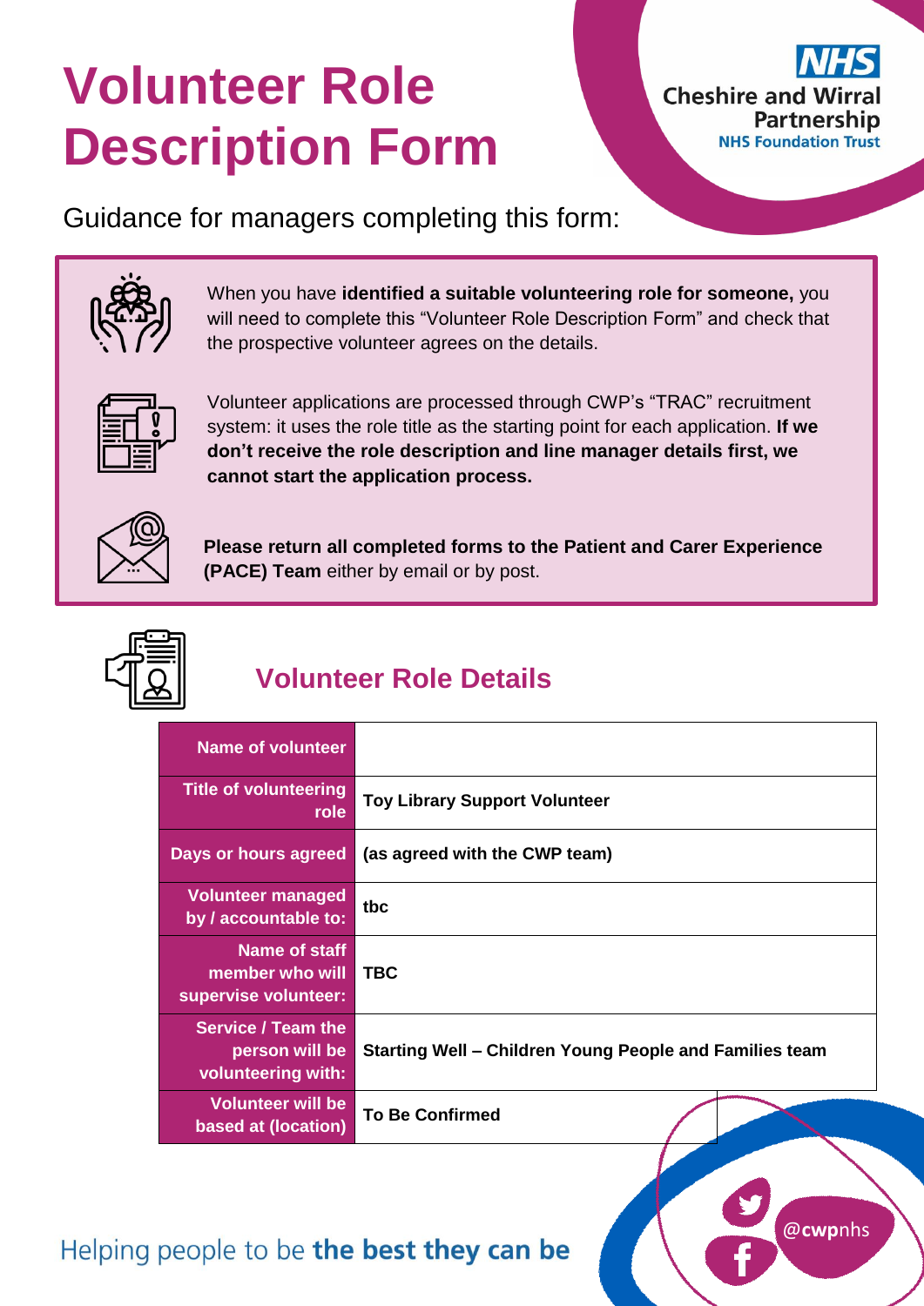# Volunteer Role Description Form

Guidance for managers completing this form:

When you have **identified a suitable volunteering role for someone,** you will need to complete this “Volunteer Role Description Form” and check that the prospective volunteer agrees on the details.

Volunteer applications are processed through CWP’s “TRAC” recruitment system: it uses the role title as the starting point for each application. **If we don’t receive the role description and line manager details first, we cannot start the application process.**

**Please return all completed forms to the Patient and Carer Experience (PACE) Team** either by email or by post.

## Volunteer Role Details

| Field | Details |
|---|---|
| **Name of volunteer** | |
| **Title of volunteering role** | **Toy Library Support Volunteer** |
| **Days or hours agreed** | **(as agreed with the CWP team)** |
| **Volunteer managed by / accountable to:** | **tbc** |
| **Name of staff member who will supervise volunteer:** | **TBC** |
| **Service / Team the person will be volunteering with:** | **Starting Well – Children Young People and Families team** |
| **Volunteer will be based at (location)** | **To Be Confirmed** |

Helping people to be **the best they can be**

@cwpnhs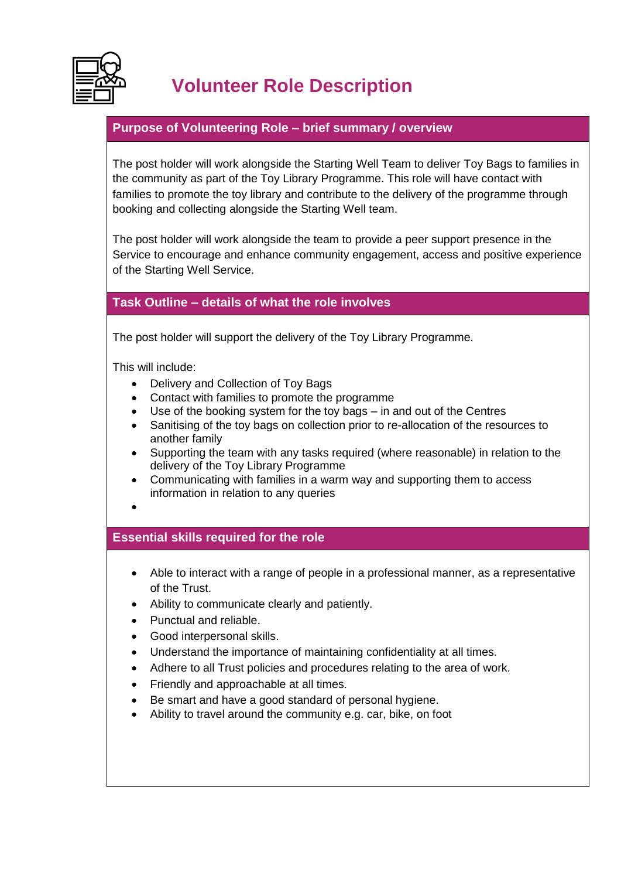# Volunteer Role Description

## Purpose of Volunteering Role – brief summary / overview

The post holder will work alongside the Starting Well Team to deliver Toy Bags to families in the community as part of the Toy Library Programme. This role will have contact with families to promote the toy library and contribute to the delivery of the programme through booking and collecting alongside the Starting Well team.

The post holder will work alongside the team to provide a peer support presence in the Service to encourage and enhance community engagement, access and positive experience of the Starting Well Service.

## Task Outline – details of what the role involves

The post holder will support the delivery of the Toy Library Programme.

This will include:

- Delivery and Collection of Toy Bags
- Contact with families to promote the programme
- Use of the booking system for the toy bags – in and out of the Centres
- Sanitising of the toy bags on collection prior to re-allocation of the resources to another family
- Supporting the team with any tasks required (where reasonable) in relation to the delivery of the Toy Library Programme
- Communicating with families in a warm way and supporting them to access information in relation to any queries

## Essential skills required for the role

- Able to interact with a range of people in a professional manner, as a representative of the Trust.
- Ability to communicate clearly and patiently.
- Punctual and reliable.
- Good interpersonal skills.
- Understand the importance of maintaining confidentiality at all times.
- Adhere to all Trust policies and procedures relating to the area of work.
- Friendly and approachable at all times.
- Be smart and have a good standard of personal hygiene.
- Ability to travel around the community e.g. car, bike, on foot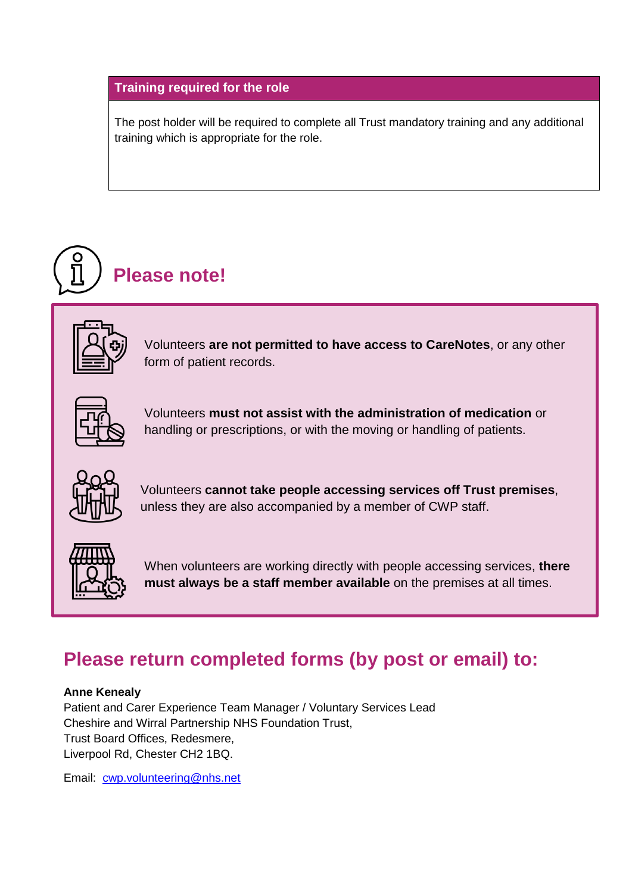**Training required for the role**

The post holder will be required to complete all Trust mandatory training and any additional training which is appropriate for the role.

## Please note!

Volunteers **are not permitted to have access to CareNotes**, or any other form of patient records.

Volunteers **must not assist with the administration of medication** or handling or prescriptions, or with the moving or handling of patients.

Volunteers **cannot take people accessing services off Trust premises**, unless they are also accompanied by a member of CWP staff.

When volunteers are working directly with people accessing services, **there must always be a staff member available** on the premises at all times.

## Please return completed forms (by post or email) to:

**Anne Kenealy**
Patient and Carer Experience Team Manager / Voluntary Services Lead
Cheshire and Wirral Partnership NHS Foundation Trust,
Trust Board Offices, Redesmere,
Liverpool Rd, Chester CH2 1BQ.

Email: cwp.volunteering@nhs.net